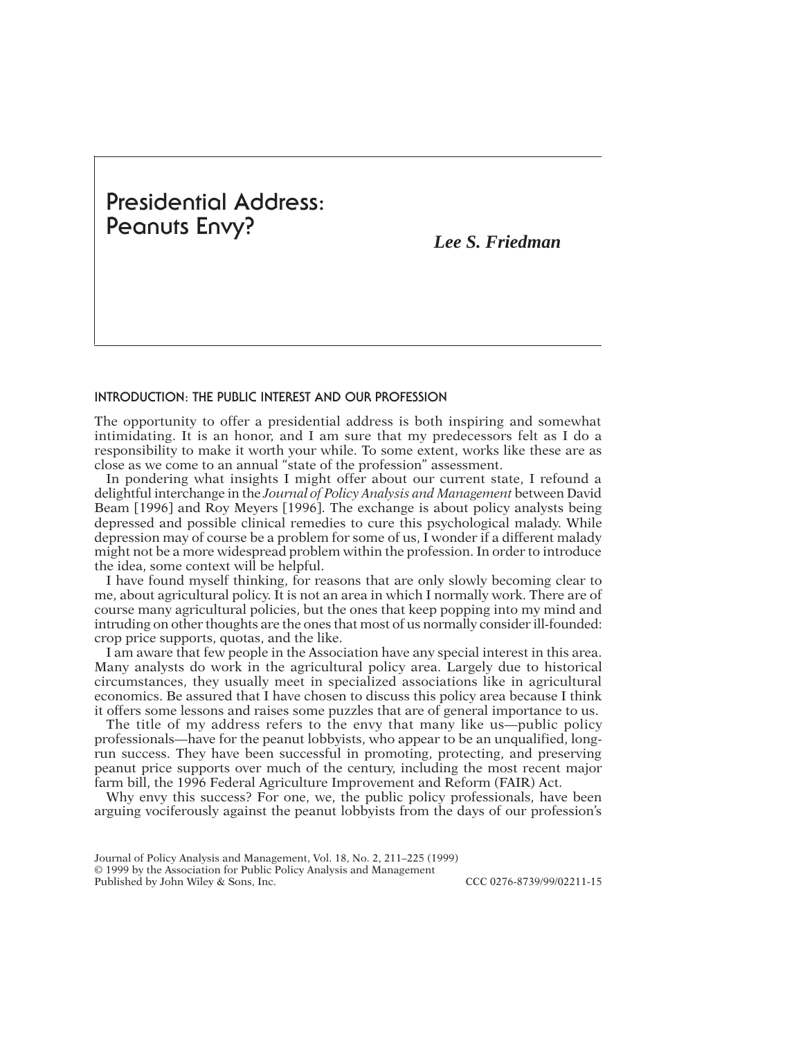# Presidential Address: Peanuts Envy?

***Lee S. Friedman***

## INTRODUCTION: THE PUBLIC INTEREST AND OUR PROFESSION

The opportunity to offer a presidential address is both inspiring and somewhat intimidating. It is an honor, and I am sure that my predecessors felt as I do a responsibility to make it worth your while. To some extent, works like these are as close as we come to an annual "state of the profession" assessment.

In pondering what insights I might offer about our current state, I refound a delightful interchange in the *Journal of Policy Analysis and Management* between David Beam [1996] and Roy Meyers [1996]. The exchange is about policy analysts being depressed and possible clinical remedies to cure this psychological malady. While depression may of course be a problem for some of us, I wonder if a different malady might not be a more widespread problem within the profession. In order to introduce the idea, some context will be helpful.

I have found myself thinking, for reasons that are only slowly becoming clear to me, about agricultural policy. It is not an area in which I normally work. There are of course many agricultural policies, but the ones that keep popping into my mind and intruding on other thoughts are the ones that most of us normally consider ill-founded: crop price supports, quotas, and the like.

I am aware that few people in the Association have any special interest in this area. Many analysts do work in the agricultural policy area. Largely due to historical circumstances, they usually meet in specialized associations like in agricultural economics. Be assured that I have chosen to discuss this policy area because I think it offers some lessons and raises some puzzles that are of general importance to us.

The title of my address refers to the envy that many like us—public policy professionals—have for the peanut lobbyists, who appear to be an unqualified, long-run success. They have been successful in promoting, protecting, and preserving peanut price supports over much of the century, including the most recent major farm bill, the 1996 Federal Agriculture Improvement and Reform (FAIR) Act.

Why envy this success? For one, we, the public policy professionals, have been arguing vociferously against the peanut lobbyists from the days of our profession's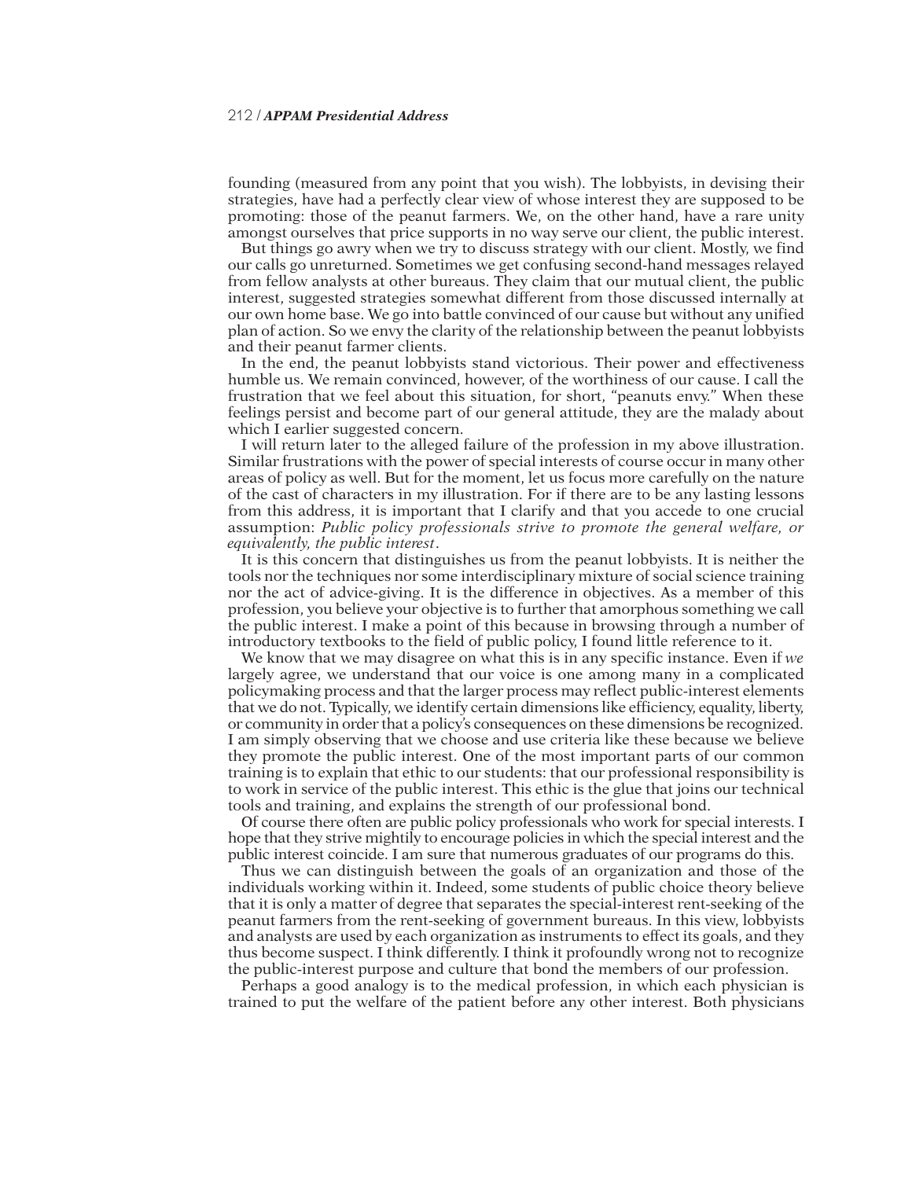founding (measured from any point that you wish). The lobbyists, in devising their strategies, have had a perfectly clear view of whose interest they are supposed to be promoting: those of the peanut farmers. We, on the other hand, have a rare unity amongst ourselves that price supports in no way serve our client, the public interest.

But things go awry when we try to discuss strategy with our client. Mostly, we find our calls go unreturned. Sometimes we get confusing second-hand messages relayed from fellow analysts at other bureaus. They claim that our mutual client, the public interest, suggested strategies somewhat different from those discussed internally at our own home base. We go into battle convinced of our cause but without any unified plan of action. So we envy the clarity of the relationship between the peanut lobbyists and their peanut farmer clients.

In the end, the peanut lobbyists stand victorious. Their power and effectiveness humble us. We remain convinced, however, of the worthiness of our cause. I call the frustration that we feel about this situation, for short, "peanuts envy." When these feelings persist and become part of our general attitude, they are the malady about which I earlier suggested concern.

I will return later to the alleged failure of the profession in my above illustration. Similar frustrations with the power of special interests of course occur in many other areas of policy as well. But for the moment, let us focus more carefully on the nature of the cast of characters in my illustration. For if there are to be any lasting lessons from this address, it is important that I clarify and that you accede to one crucial assumption: *Public policy professionals strive to promote the general welfare, or equivalently, the public interest*.

It is this concern that distinguishes us from the peanut lobbyists. It is neither the tools nor the techniques nor some interdisciplinary mixture of social science training nor the act of advice-giving. It is the difference in objectives. As a member of this profession, you believe your objective is to further that amorphous something we call the public interest. I make a point of this because in browsing through a number of introductory textbooks to the field of public policy, I found little reference to it.

We know that we may disagree on what this is in any specific instance. Even if *we* largely agree, we understand that our voice is one among many in a complicated policymaking process and that the larger process may reflect public-interest elements that we do not. Typically, we identify certain dimensions like efficiency, equality, liberty, or community in order that a policy's consequences on these dimensions be recognized. I am simply observing that we choose and use criteria like these because we believe they promote the public interest. One of the most important parts of our common training is to explain that ethic to our students: that our professional responsibility is to work in service of the public interest. This ethic is the glue that joins our technical tools and training, and explains the strength of our professional bond.

Of course there often are public policy professionals who work for special interests. I hope that they strive mightily to encourage policies in which the special interest and the public interest coincide. I am sure that numerous graduates of our programs do this.

Thus we can distinguish between the goals of an organization and those of the individuals working within it. Indeed, some students of public choice theory believe that it is only a matter of degree that separates the special-interest rent-seeking of the peanut farmers from the rent-seeking of government bureaus. In this view, lobbyists and analysts are used by each organization as instruments to effect its goals, and they thus become suspect. I think differently. I think it profoundly wrong not to recognize the public-interest purpose and culture that bond the members of our profession.

Perhaps a good analogy is to the medical profession, in which each physician is trained to put the welfare of the patient before any other interest. Both physicians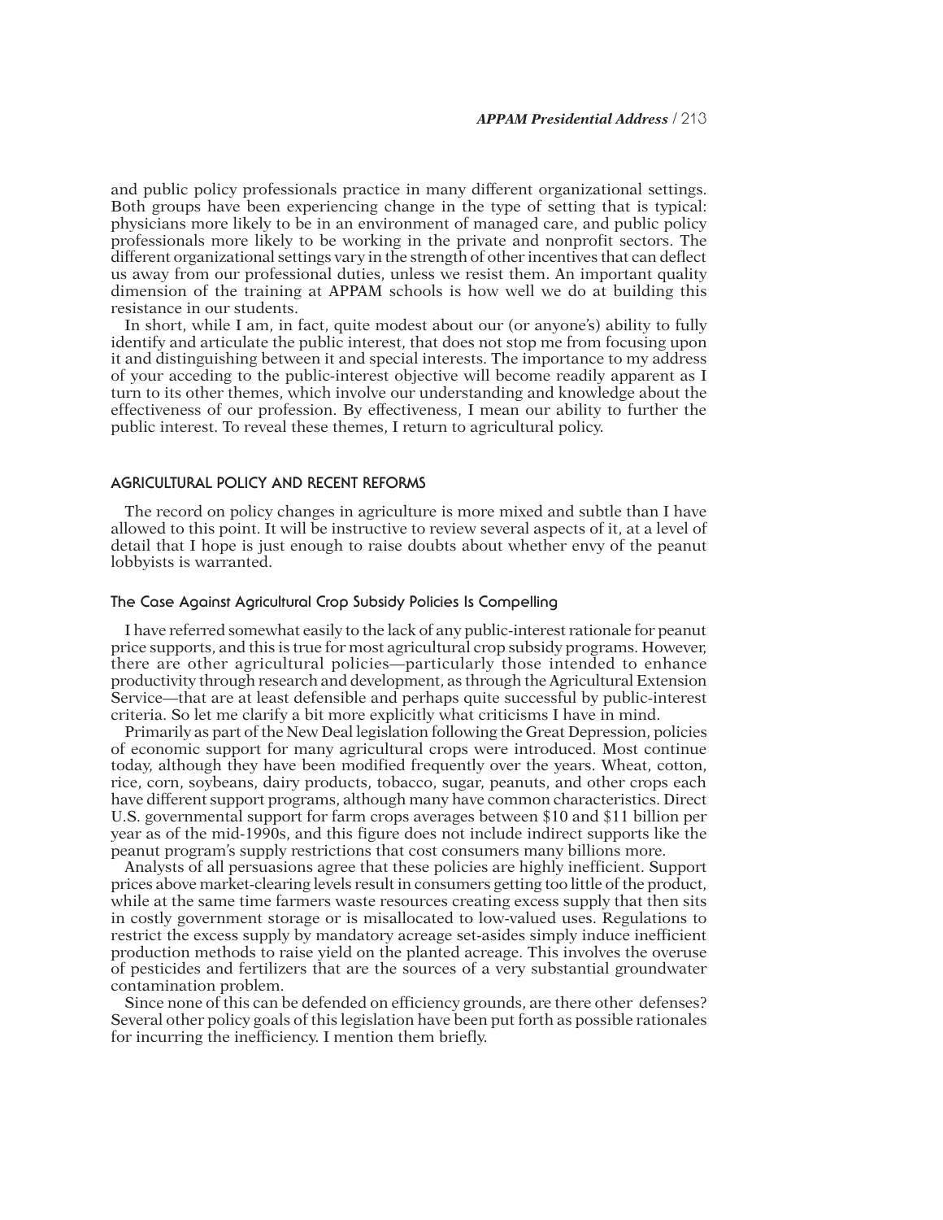and public policy professionals practice in many different organizational settings. Both groups have been experiencing change in the type of setting that is typical: physicians more likely to be in an environment of managed care, and public policy professionals more likely to be working in the private and nonprofit sectors. The different organizational settings vary in the strength of other incentives that can deflect us away from our professional duties, unless we resist them. An important quality dimension of the training at APPAM schools is how well we do at building this resistance in our students.

In short, while I am, in fact, quite modest about our (or anyone's) ability to fully identify and articulate the public interest, that does not stop me from focusing upon it and distinguishing between it and special interests. The importance to my address of your acceding to the public-interest objective will become readily apparent as I turn to its other themes, which involve our understanding and knowledge about the effectiveness of our profession. By effectiveness, I mean our ability to further the public interest. To reveal these themes, I return to agricultural policy.

## AGRICULTURAL POLICY AND RECENT REFORMS

The record on policy changes in agriculture is more mixed and subtle than I have allowed to this point. It will be instructive to review several aspects of it, at a level of detail that I hope is just enough to raise doubts about whether envy of the peanut lobbyists is warranted.

### The Case Against Agricultural Crop Subsidy Policies Is Compelling

I have referred somewhat easily to the lack of any public-interest rationale for peanut price supports, and this is true for most agricultural crop subsidy programs. However, there are other agricultural policies—particularly those intended to enhance productivity through research and development, as through the Agricultural Extension Service—that are at least defensible and perhaps quite successful by public-interest criteria. So let me clarify a bit more explicitly what criticisms I have in mind.

Primarily as part of the New Deal legislation following the Great Depression, policies of economic support for many agricultural crops were introduced. Most continue today, although they have been modified frequently over the years. Wheat, cotton, rice, corn, soybeans, dairy products, tobacco, sugar, peanuts, and other crops each have different support programs, although many have common characteristics. Direct U.S. governmental support for farm crops averages between $10 and $11 billion per year as of the mid-1990s, and this figure does not include indirect supports like the peanut program's supply restrictions that cost consumers many billions more.

Analysts of all persuasions agree that these policies are highly inefficient. Support prices above market-clearing levels result in consumers getting too little of the product, while at the same time farmers waste resources creating excess supply that then sits in costly government storage or is misallocated to low-valued uses. Regulations to restrict the excess supply by mandatory acreage set-asides simply induce inefficient production methods to raise yield on the planted acreage. This involves the overuse of pesticides and fertilizers that are the sources of a very substantial groundwater contamination problem.

Since none of this can be defended on efficiency grounds, are there other defenses? Several other policy goals of this legislation have been put forth as possible rationales for incurring the inefficiency. I mention them briefly.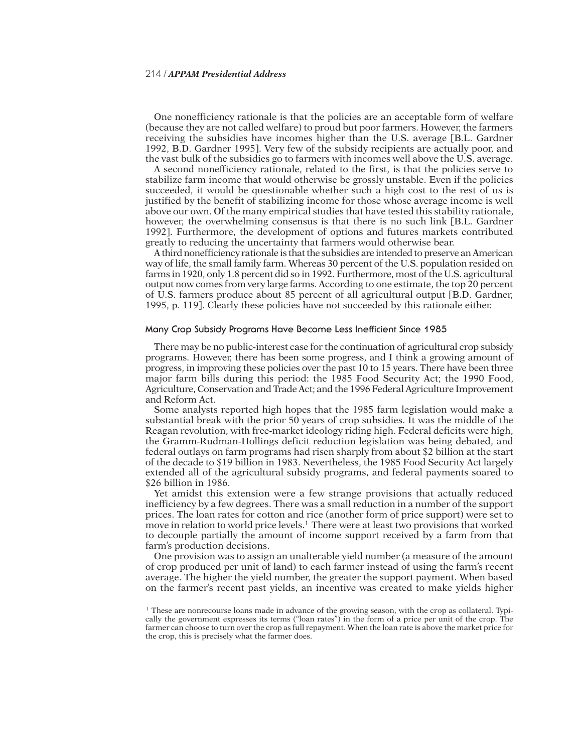One nonefficiency rationale is that the policies are an acceptable form of welfare (because they are not called welfare) to proud but poor farmers. However, the farmers receiving the subsidies have incomes higher than the U.S. average [B.L. Gardner 1992, B.D. Gardner 1995]. Very few of the subsidy recipients are actually poor, and the vast bulk of the subsidies go to farmers with incomes well above the U.S. average.

A second nonefficiency rationale, related to the first, is that the policies serve to stabilize farm income that would otherwise be grossly unstable. Even if the policies succeeded, it would be questionable whether such a high cost to the rest of us is justified by the benefit of stabilizing income for those whose average income is well above our own. Of the many empirical studies that have tested this stability rationale, however, the overwhelming consensus is that there is no such link [B.L. Gardner 1992]. Furthermore, the development of options and futures markets contributed greatly to reducing the uncertainty that farmers would otherwise bear.

A third nonefficiency rationale is that the subsidies are intended to preserve an American way of life, the small family farm. Whereas 30 percent of the U.S. population resided on farms in 1920, only 1.8 percent did so in 1992. Furthermore, most of the U.S. agricultural output now comes from very large farms. According to one estimate, the top 20 percent of U.S. farmers produce about 85 percent of all agricultural output [B.D. Gardner, 1995, p. 119]. Clearly these policies have not succeeded by this rationale either.

### Many Crop Subsidy Programs Have Become Less Inefficient Since 1985

There may be no public-interest case for the continuation of agricultural crop subsidy programs. However, there has been some progress, and I think a growing amount of progress, in improving these policies over the past 10 to 15 years. There have been three major farm bills during this period: the 1985 Food Security Act; the 1990 Food, Agriculture, Conservation and Trade Act; and the 1996 Federal Agriculture Improvement and Reform Act.

Some analysts reported high hopes that the 1985 farm legislation would make a substantial break with the prior 50 years of crop subsidies. It was the middle of the Reagan revolution, with free-market ideology riding high. Federal deficits were high, the Gramm-Rudman-Hollings deficit reduction legislation was being debated, and federal outlays on farm programs had risen sharply from about $2 billion at the start of the decade to $19 billion in 1983. Nevertheless, the 1985 Food Security Act largely extended all of the agricultural subsidy programs, and federal payments soared to $26 billion in 1986.

Yet amidst this extension were a few strange provisions that actually reduced inefficiency by a few degrees. There was a small reduction in a number of the support prices. The loan rates for cotton and rice (another form of price support) were set to move in relation to world price levels.[1] There were at least two provisions that worked to decouple partially the amount of income support received by a farm from that farm's production decisions.

One provision was to assign an unalterable yield number (a measure of the amount of crop produced per unit of land) to each farmer instead of using the farm's recent average. The higher the yield number, the greater the support payment. When based on the farmer's recent past yields, an incentive was created to make yields higher

[1] These are nonrecourse loans made in advance of the growing season, with the crop as collateral. Typically the government expresses its terms ("loan rates") in the form of a price per unit of the crop. The farmer can choose to turn over the crop as full repayment. When the loan rate is above the market price for the crop, this is precisely what the farmer does.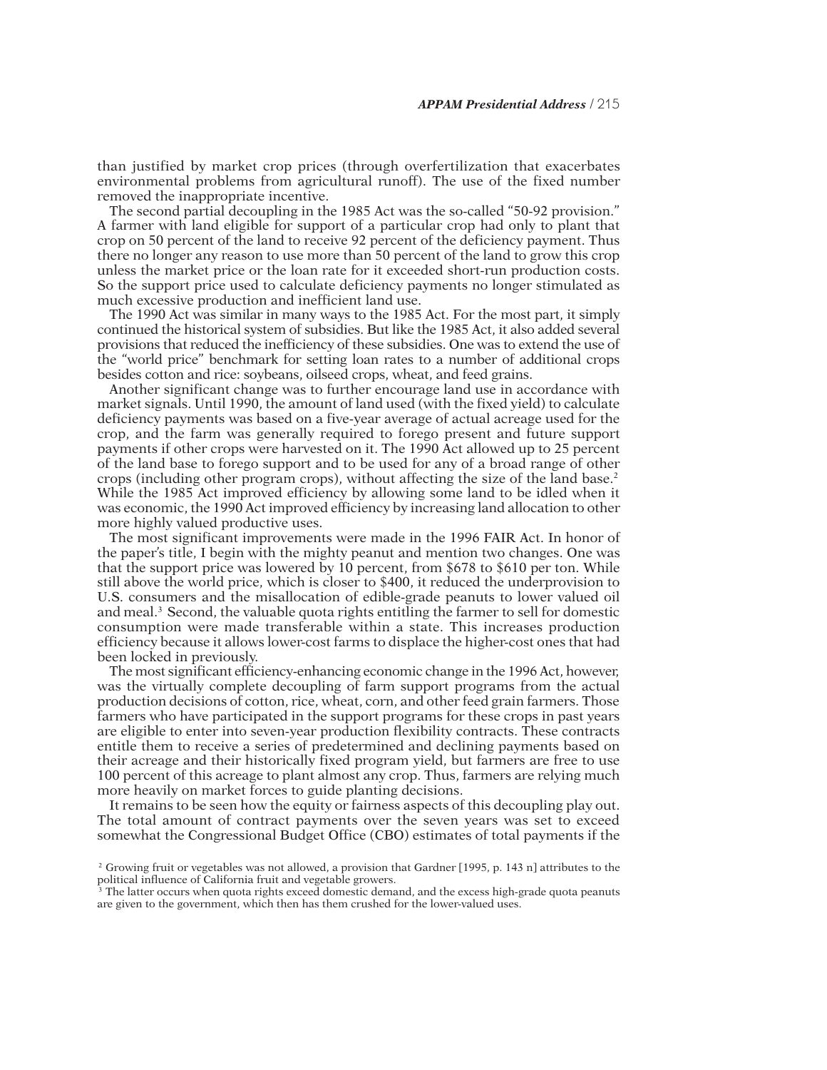than justified by market crop prices (through overfertilization that exacerbates environmental problems from agricultural runoff). The use of the fixed number removed the inappropriate incentive.

The second partial decoupling in the 1985 Act was the so-called "50-92 provision." A farmer with land eligible for support of a particular crop had only to plant that crop on 50 percent of the land to receive 92 percent of the deficiency payment. Thus there no longer any reason to use more than 50 percent of the land to grow this crop unless the market price or the loan rate for it exceeded short-run production costs. So the support price used to calculate deficiency payments no longer stimulated as much excessive production and inefficient land use.

The 1990 Act was similar in many ways to the 1985 Act. For the most part, it simply continued the historical system of subsidies. But like the 1985 Act, it also added several provisions that reduced the inefficiency of these subsidies. One was to extend the use of the "world price" benchmark for setting loan rates to a number of additional crops besides cotton and rice: soybeans, oilseed crops, wheat, and feed grains.

Another significant change was to further encourage land use in accordance with market signals. Until 1990, the amount of land used (with the fixed yield) to calculate deficiency payments was based on a five-year average of actual acreage used for the crop, and the farm was generally required to forego present and future support payments if other crops were harvested on it. The 1990 Act allowed up to 25 percent of the land base to forego support and to be used for any of a broad range of other crops (including other program crops), without affecting the size of the land base.[2] While the 1985 Act improved efficiency by allowing some land to be idled when it was economic, the 1990 Act improved efficiency by increasing land allocation to other more highly valued productive uses.

The most significant improvements were made in the 1996 FAIR Act. In honor of the paper's title, I begin with the mighty peanut and mention two changes. One was that the support price was lowered by 10 percent, from $678 to $610 per ton. While still above the world price, which is closer to $400, it reduced the underprovision to U.S. consumers and the misallocation of edible-grade peanuts to lower valued oil and meal.[3] Second, the valuable quota rights entitling the farmer to sell for domestic consumption were made transferable within a state. This increases production efficiency because it allows lower-cost farms to displace the higher-cost ones that had been locked in previously.

The most significant efficiency-enhancing economic change in the 1996 Act, however, was the virtually complete decoupling of farm support programs from the actual production decisions of cotton, rice, wheat, corn, and other feed grain farmers. Those farmers who have participated in the support programs for these crops in past years are eligible to enter into seven-year production flexibility contracts. These contracts entitle them to receive a series of predetermined and declining payments based on their acreage and their historically fixed program yield, but farmers are free to use 100 percent of this acreage to plant almost any crop. Thus, farmers are relying much more heavily on market forces to guide planting decisions.

It remains to be seen how the equity or fairness aspects of this decoupling play out. The total amount of contract payments over the seven years was set to exceed somewhat the Congressional Budget Office (CBO) estimates of total payments if the

[2] Growing fruit or vegetables was not allowed, a provision that Gardner [1995, p. 143 n] attributes to the political influence of California fruit and vegetable growers.

[3] The latter occurs when quota rights exceed domestic demand, and the excess high-grade quota peanuts are given to the government, which then has them crushed for the lower-valued uses.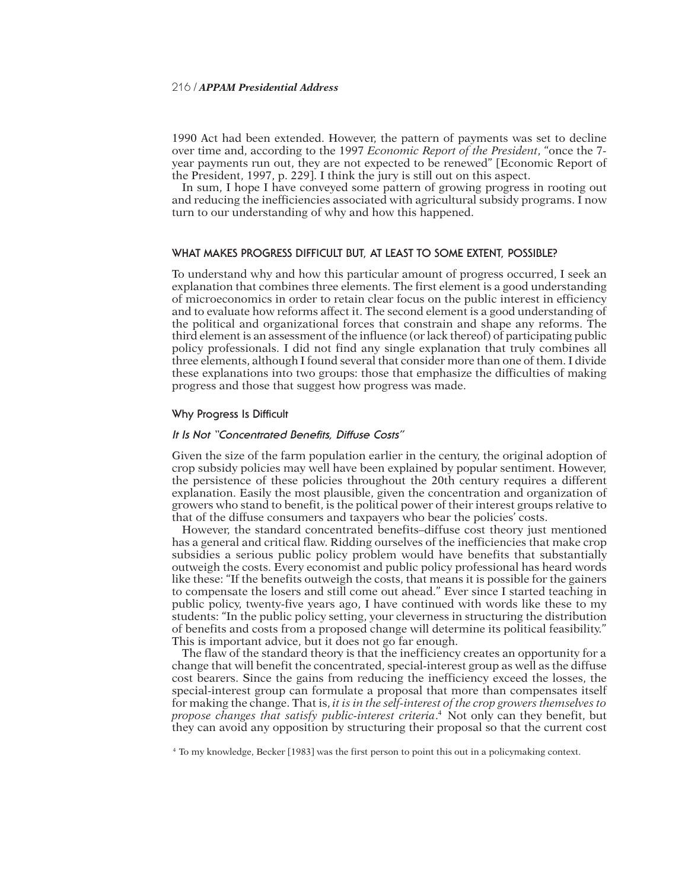1990 Act had been extended. However, the pattern of payments was set to decline over time and, according to the 1997 *Economic Report of the President*, "once the 7-year payments run out, they are not expected to be renewed" [Economic Report of the President, 1997, p. 229]. I think the jury is still out on this aspect.

In sum, I hope I have conveyed some pattern of growing progress in rooting out and reducing the inefficiencies associated with agricultural subsidy programs. I now turn to our understanding of why and how this happened.

## WHAT MAKES PROGRESS DIFFICULT BUT, AT LEAST TO SOME EXTENT, POSSIBLE?

To understand why and how this particular amount of progress occurred, I seek an explanation that combines three elements. The first element is a good understanding of microeconomics in order to retain clear focus on the public interest in efficiency and to evaluate how reforms affect it. The second element is a good understanding of the political and organizational forces that constrain and shape any reforms. The third element is an assessment of the influence (or lack thereof) of participating public policy professionals. I did not find any single explanation that truly combines all three elements, although I found several that consider more than one of them. I divide these explanations into two groups: those that emphasize the difficulties of making progress and those that suggest how progress was made.

### Why Progress Is Difficult

#### *It Is Not "Concentrated Benefits, Diffuse Costs"*

Given the size of the farm population earlier in the century, the original adoption of crop subsidy policies may well have been explained by popular sentiment. However, the persistence of these policies throughout the 20th century requires a different explanation. Easily the most plausible, given the concentration and organization of growers who stand to benefit, is the political power of their interest groups relative to that of the diffuse consumers and taxpayers who bear the policies' costs.

However, the standard concentrated benefits–diffuse cost theory just mentioned has a general and critical flaw. Ridding ourselves of the inefficiencies that make crop subsidies a serious public policy problem would have benefits that substantially outweigh the costs. Every economist and public policy professional has heard words like these: "If the benefits outweigh the costs, that means it is possible for the gainers to compensate the losers and still come out ahead." Ever since I started teaching in public policy, twenty-five years ago, I have continued with words like these to my students: "In the public policy setting, your cleverness in structuring the distribution of benefits and costs from a proposed change will determine its political feasibility." This is important advice, but it does not go far enough.

The flaw of the standard theory is that the inefficiency creates an opportunity for a change that will benefit the concentrated, special-interest group as well as the diffuse cost bearers. Since the gains from reducing the inefficiency exceed the losses, the special-interest group can formulate a proposal that more than compensates itself for making the change. That is, *it is in the self-interest of the crop growers themselves to propose changes that satisfy public-interest criteria*.[4] Not only can they benefit, but they can avoid any opposition by structuring their proposal so that the current cost

[4] To my knowledge, Becker [1983] was the first person to point this out in a policymaking context.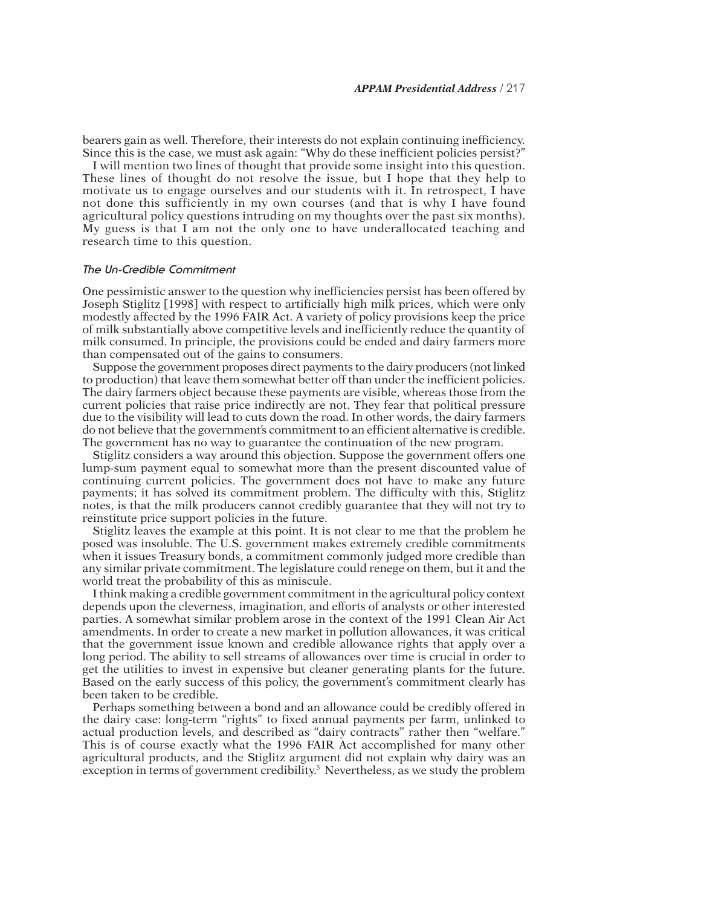bearers gain as well. Therefore, their interests do not explain continuing inefficiency. Since this is the case, we must ask again: "Why do these inefficient policies persist?"

I will mention two lines of thought that provide some insight into this question. These lines of thought do not resolve the issue, but I hope that they help to motivate us to engage ourselves and our students with it. In retrospect, I have not done this sufficiently in my own courses (and that is why I have found agricultural policy questions intruding on my thoughts over the past six months). My guess is that I am not the only one to have underallocated teaching and research time to this question.

### *The Un-Credible Commitment*

One pessimistic answer to the question why inefficiencies persist has been offered by Joseph Stiglitz [1998] with respect to artificially high milk prices, which were only modestly affected by the 1996 FAIR Act. A variety of policy provisions keep the price of milk substantially above competitive levels and inefficiently reduce the quantity of milk consumed. In principle, the provisions could be ended and dairy farmers more than compensated out of the gains to consumers.

Suppose the government proposes direct payments to the dairy producers (not linked to production) that leave them somewhat better off than under the inefficient policies. The dairy farmers object because these payments are visible, whereas those from the current policies that raise price indirectly are not. They fear that political pressure due to the visibility will lead to cuts down the road. In other words, the dairy farmers do not believe that the government's commitment to an efficient alternative is credible. The government has no way to guarantee the continuation of the new program.

Stiglitz considers a way around this objection. Suppose the government offers one lump-sum payment equal to somewhat more than the present discounted value of continuing current policies. The government does not have to make any future payments; it has solved its commitment problem. The difficulty with this, Stiglitz notes, is that the milk producers cannot credibly guarantee that they will not try to reinstitute price support policies in the future.

Stiglitz leaves the example at this point. It is not clear to me that the problem he posed was insoluble. The U.S. government makes extremely credible commitments when it issues Treasury bonds, a commitment commonly judged more credible than any similar private commitment. The legislature could renege on them, but it and the world treat the probability of this as miniscule.

I think making a credible government commitment in the agricultural policy context depends upon the cleverness, imagination, and efforts of analysts or other interested parties. A somewhat similar problem arose in the context of the 1991 Clean Air Act amendments. In order to create a new market in pollution allowances, it was critical that the government issue known and credible allowance rights that apply over a long period. The ability to sell streams of allowances over time is crucial in order to get the utilities to invest in expensive but cleaner generating plants for the future. Based on the early success of this policy, the government's commitment clearly has been taken to be credible.

Perhaps something between a bond and an allowance could be credibly offered in the dairy case: long-term "rights" to fixed annual payments per farm, unlinked to actual production levels, and described as "dairy contracts" rather then "welfare." This is of course exactly what the 1996 FAIR Act accomplished for many other agricultural products, and the Stiglitz argument did not explain why dairy was an exception in terms of government credibility.[5] Nevertheless, as we study the problem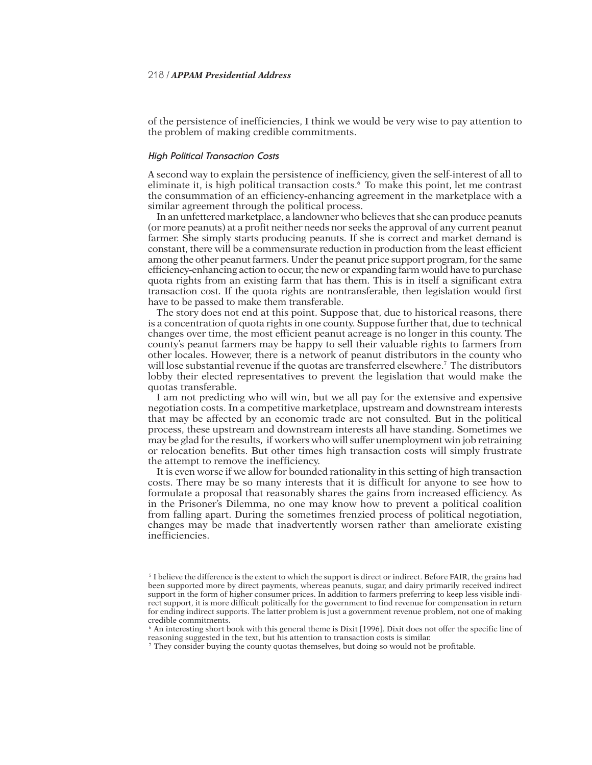of the persistence of inefficiencies, I think we would be very wise to pay attention to the problem of making credible commitments.

### *High Political Transaction Costs*

A second way to explain the persistence of inefficiency, given the self-interest of all to eliminate it, is high political transaction costs.[6] To make this point, let me contrast the consummation of an efficiency-enhancing agreement in the marketplace with a similar agreement through the political process.

In an unfettered marketplace, a landowner who believes that she can produce peanuts (or more peanuts) at a profit neither needs nor seeks the approval of any current peanut farmer. She simply starts producing peanuts. If she is correct and market demand is constant, there will be a commensurate reduction in production from the least efficient among the other peanut farmers. Under the peanut price support program, for the same efficiency-enhancing action to occur, the new or expanding farm would have to purchase quota rights from an existing farm that has them. This is in itself a significant extra transaction cost. If the quota rights are nontransferable, then legislation would first have to be passed to make them transferable.

The story does not end at this point. Suppose that, due to historical reasons, there is a concentration of quota rights in one county. Suppose further that, due to technical changes over time, the most efficient peanut acreage is no longer in this county. The county's peanut farmers may be happy to sell their valuable rights to farmers from other locales. However, there is a network of peanut distributors in the county who will lose substantial revenue if the quotas are transferred elsewhere.[7] The distributors lobby their elected representatives to prevent the legislation that would make the quotas transferable.

I am not predicting who will win, but we all pay for the extensive and expensive negotiation costs. In a competitive marketplace, upstream and downstream interests that may be affected by an economic trade are not consulted. But in the political process, these upstream and downstream interests all have standing. Sometimes we may be glad for the results, if workers who will suffer unemployment win job retraining or relocation benefits. But other times high transaction costs will simply frustrate the attempt to remove the inefficiency.

It is even worse if we allow for bounded rationality in this setting of high transaction costs. There may be so many interests that it is difficult for anyone to see how to formulate a proposal that reasonably shares the gains from increased efficiency. As in the Prisoner's Dilemma, no one may know how to prevent a political coalition from falling apart. During the sometimes frenzied process of political negotiation, changes may be made that inadvertently worsen rather than ameliorate existing inefficiencies.

---

[5] I believe the difference is the extent to which the support is direct or indirect. Before FAIR, the grains had been supported more by direct payments, whereas peanuts, sugar, and dairy primarily received indirect support in the form of higher consumer prices. In addition to farmers preferring to keep less visible indirect support, it is more difficult politically for the government to find revenue for compensation in return for ending indirect supports. The latter problem is just a government revenue problem, not one of making credible commitments.

[6] An interesting short book with this general theme is Dixit [1996]. Dixit does not offer the specific line of reasoning suggested in the text, but his attention to transaction costs is similar.

[7] They consider buying the county quotas themselves, but doing so would not be profitable.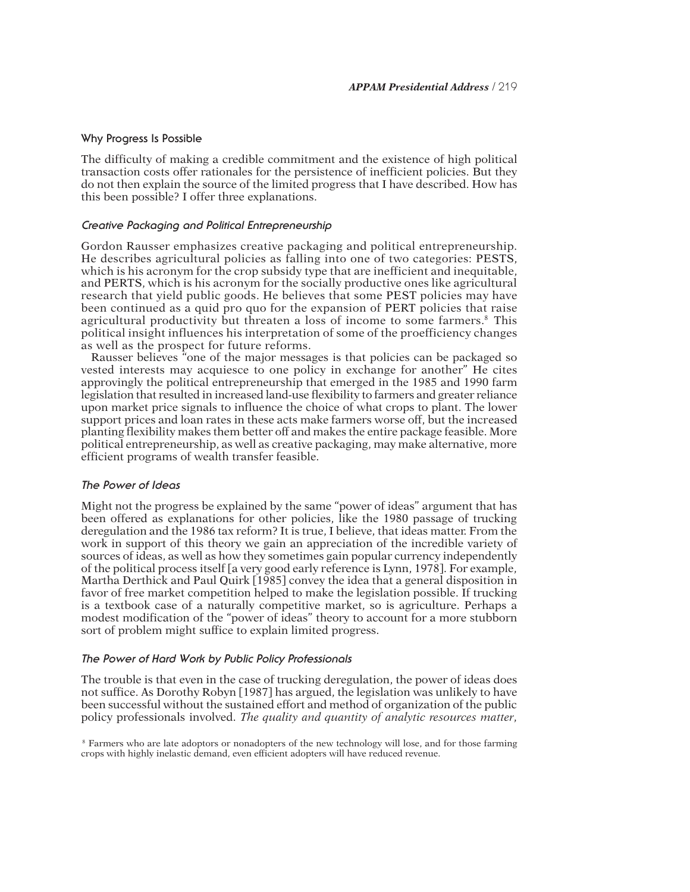## Why Progress Is Possible

The difficulty of making a credible commitment and the existence of high political transaction costs offer rationales for the persistence of inefficient policies. But they do not then explain the source of the limited progress that I have described. How has this been possible? I offer three explanations.

### *Creative Packaging and Political Entrepreneurship*

Gordon Rausser emphasizes creative packaging and political entrepreneurship. He describes agricultural policies as falling into one of two categories: PESTS, which is his acronym for the crop subsidy type that are inefficient and inequitable, and PERTS, which is his acronym for the socially productive ones like agricultural research that yield public goods. He believes that some PEST policies may have been continued as a quid pro quo for the expansion of PERT policies that raise agricultural productivity but threaten a loss of income to some farmers.[8] This political insight influences his interpretation of some of the proefficiency changes as well as the prospect for future reforms.

Rausser believes "one of the major messages is that policies can be packaged so vested interests may acquiesce to one policy in exchange for another" He cites approvingly the political entrepreneurship that emerged in the 1985 and 1990 farm legislation that resulted in increased land-use flexibility to farmers and greater reliance upon market price signals to influence the choice of what crops to plant. The lower support prices and loan rates in these acts make farmers worse off, but the increased planting flexibility makes them better off and makes the entire package feasible. More political entrepreneurship, as well as creative packaging, may make alternative, more efficient programs of wealth transfer feasible.

### *The Power of Ideas*

Might not the progress be explained by the same "power of ideas" argument that has been offered as explanations for other policies, like the 1980 passage of trucking deregulation and the 1986 tax reform? It is true, I believe, that ideas matter. From the work in support of this theory we gain an appreciation of the incredible variety of sources of ideas, as well as how they sometimes gain popular currency independently of the political process itself [a very good early reference is Lynn, 1978]. For example, Martha Derthick and Paul Quirk [1985] convey the idea that a general disposition in favor of free market competition helped to make the legislation possible. If trucking is a textbook case of a naturally competitive market, so is agriculture. Perhaps a modest modification of the "power of ideas" theory to account for a more stubborn sort of problem might suffice to explain limited progress.

### *The Power of Hard Work by Public Policy Professionals*

The trouble is that even in the case of trucking deregulation, the power of ideas does not suffice. As Dorothy Robyn [1987] has argued, the legislation was unlikely to have been successful without the sustained effort and method of organization of the public policy professionals involved. *The quality and quantity of analytic resources matter*,

[8] Farmers who are late adoptors or nonadopters of the new technology will lose, and for those farming crops with highly inelastic demand, even efficient adopters will have reduced revenue.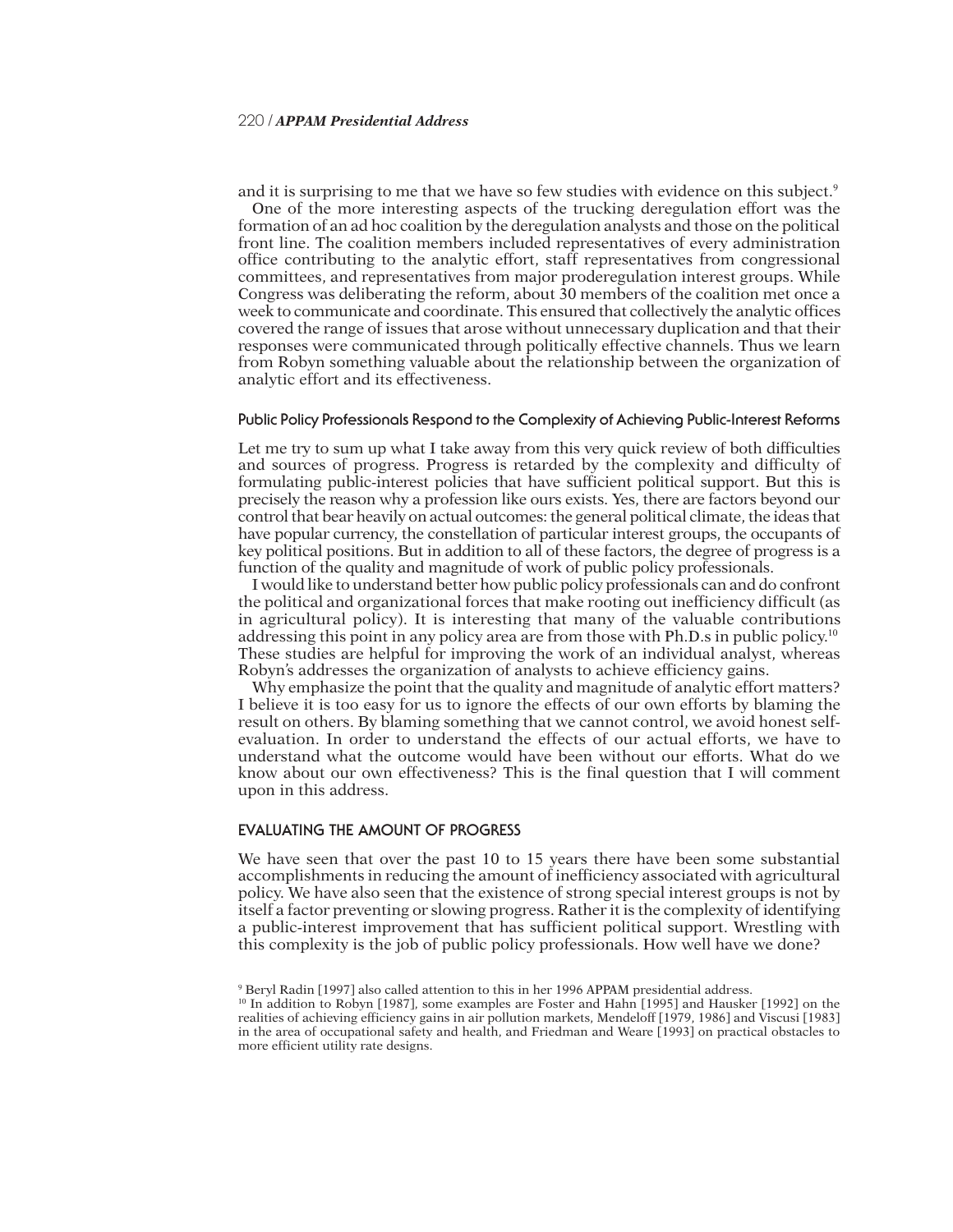and it is surprising to me that we have so few studies with evidence on this subject.[9]

One of the more interesting aspects of the trucking deregulation effort was the formation of an ad hoc coalition by the deregulation analysts and those on the political front line. The coalition members included representatives of every administration office contributing to the analytic effort, staff representatives from congressional committees, and representatives from major proderegulation interest groups. While Congress was deliberating the reform, about 30 members of the coalition met once a week to communicate and coordinate. This ensured that collectively the analytic offices covered the range of issues that arose without unnecessary duplication and that their responses were communicated through politically effective channels. Thus we learn from Robyn something valuable about the relationship between the organization of analytic effort and its effectiveness.

### Public Policy Professionals Respond to the Complexity of Achieving Public-Interest Reforms

Let me try to sum up what I take away from this very quick review of both difficulties and sources of progress. Progress is retarded by the complexity and difficulty of formulating public-interest policies that have sufficient political support. But this is precisely the reason why a profession like ours exists. Yes, there are factors beyond our control that bear heavily on actual outcomes: the general political climate, the ideas that have popular currency, the constellation of particular interest groups, the occupants of key political positions. But in addition to all of these factors, the degree of progress is a function of the quality and magnitude of work of public policy professionals.

I would like to understand better how public policy professionals can and do confront the political and organizational forces that make rooting out inefficiency difficult (as in agricultural policy). It is interesting that many of the valuable contributions addressing this point in any policy area are from those with Ph.D.s in public policy.[10] These studies are helpful for improving the work of an individual analyst, whereas Robyn's addresses the organization of analysts to achieve efficiency gains.

Why emphasize the point that the quality and magnitude of analytic effort matters? I believe it is too easy for us to ignore the effects of our own efforts by blaming the result on others. By blaming something that we cannot control, we avoid honest self-evaluation. In order to understand the effects of our actual efforts, we have to understand what the outcome would have been without our efforts. What do we know about our own effectiveness? This is the final question that I will comment upon in this address.

## EVALUATING THE AMOUNT OF PROGRESS

We have seen that over the past 10 to 15 years there have been some substantial accomplishments in reducing the amount of inefficiency associated with agricultural policy. We have also seen that the existence of strong special interest groups is not by itself a factor preventing or slowing progress. Rather it is the complexity of identifying a public-interest improvement that has sufficient political support. Wrestling with this complexity is the job of public policy professionals. How well have we done?

[9] Beryl Radin [1997] also called attention to this in her 1996 APPAM presidential address.

[10] In addition to Robyn [1987], some examples are Foster and Hahn [1995] and Hausker [1992] on the realities of achieving efficiency gains in air pollution markets, Mendeloff [1979, 1986] and Viscusi [1983] in the area of occupational safety and health, and Friedman and Weare [1993] on practical obstacles to more efficient utility rate designs.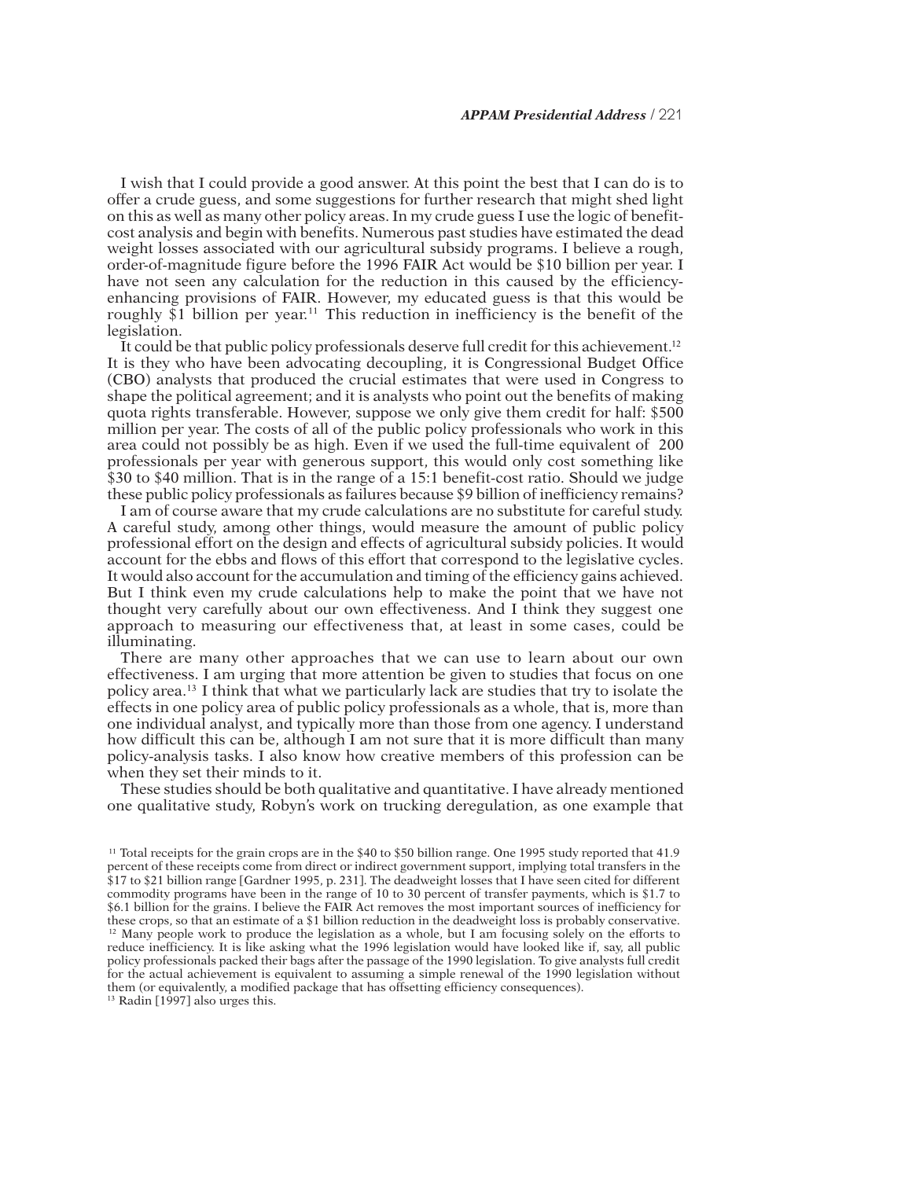I wish that I could provide a good answer. At this point the best that I can do is to offer a crude guess, and some suggestions for further research that might shed light on this as well as many other policy areas. In my crude guess I use the logic of benefit-cost analysis and begin with benefits. Numerous past studies have estimated the dead weight losses associated with our agricultural subsidy programs. I believe a rough, order-of-magnitude figure before the 1996 FAIR Act would be $10 billion per year. I have not seen any calculation for the reduction in this caused by the efficiency-enhancing provisions of FAIR. However, my educated guess is that this would be roughly $1 billion per year.[11] This reduction in inefficiency is the benefit of the legislation.

It could be that public policy professionals deserve full credit for this achievement.[12] It is they who have been advocating decoupling, it is Congressional Budget Office (CBO) analysts that produced the crucial estimates that were used in Congress to shape the political agreement; and it is analysts who point out the benefits of making quota rights transferable. However, suppose we only give them credit for half: $500 million per year. The costs of all of the public policy professionals who work in this area could not possibly be as high. Even if we used the full-time equivalent of 200 professionals per year with generous support, this would only cost something like $30 to $40 million. That is in the range of a 15:1 benefit-cost ratio. Should we judge these public policy professionals as failures because $9 billion of inefficiency remains?

I am of course aware that my crude calculations are no substitute for careful study. A careful study, among other things, would measure the amount of public policy professional effort on the design and effects of agricultural subsidy policies. It would account for the ebbs and flows of this effort that correspond to the legislative cycles. It would also account for the accumulation and timing of the efficiency gains achieved. But I think even my crude calculations help to make the point that we have not thought very carefully about our own effectiveness. And I think they suggest one approach to measuring our effectiveness that, at least in some cases, could be illuminating.

There are many other approaches that we can use to learn about our own effectiveness. I am urging that more attention be given to studies that focus on one policy area.[13] I think that what we particularly lack are studies that try to isolate the effects in one policy area of public policy professionals as a whole, that is, more than one individual analyst, and typically more than those from one agency. I understand how difficult this can be, although I am not sure that it is more difficult than many policy-analysis tasks. I also know how creative members of this profession can be when they set their minds to it.

These studies should be both qualitative and quantitative. I have already mentioned one qualitative study, Robyn's work on trucking deregulation, as one example that

[11] Total receipts for the grain crops are in the $40 to $50 billion range. One 1995 study reported that 41.9 percent of these receipts come from direct or indirect government support, implying total transfers in the $17 to $21 billion range [Gardner 1995, p. 231]. The deadweight losses that I have seen cited for different commodity programs have been in the range of 10 to 30 percent of transfer payments, which is $1.7 to $6.1 billion for the grains. I believe the FAIR Act removes the most important sources of inefficiency for these crops, so that an estimate of a $1 billion reduction in the deadweight loss is probably conservative.

[12] Many people work to produce the legislation as a whole, but I am focusing solely on the efforts to reduce inefficiency. It is like asking what the 1996 legislation would have looked like if, say, all public policy professionals packed their bags after the passage of the 1990 legislation. To give analysts full credit for the actual achievement is equivalent to assuming a simple renewal of the 1990 legislation without them (or equivalently, a modified package that has offsetting efficiency consequences).

[13] Radin [1997] also urges this.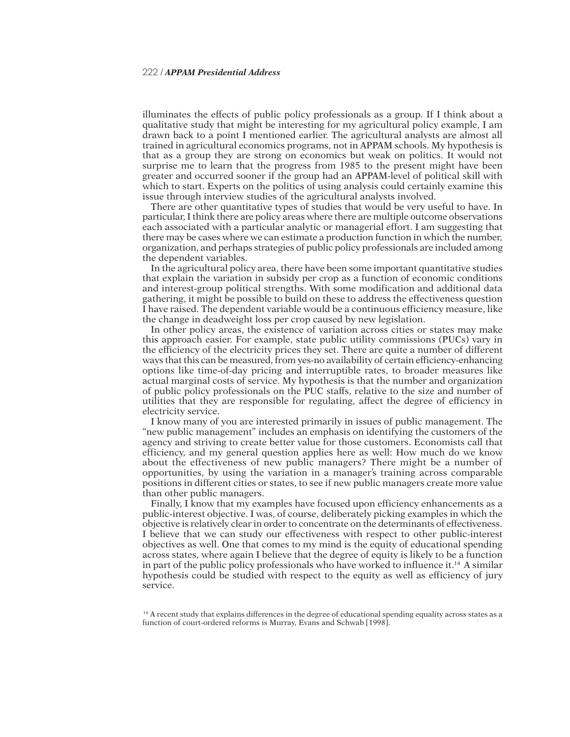illuminates the effects of public policy professionals as a group. If I think about a qualitative study that might be interesting for my agricultural policy example, I am drawn back to a point I mentioned earlier. The agricultural analysts are almost all trained in agricultural economics programs, not in APPAM schools. My hypothesis is that as a group they are strong on economics but weak on politics. It would not surprise me to learn that the progress from 1985 to the present might have been greater and occurred sooner if the group had an APPAM-level of political skill with which to start. Experts on the politics of using analysis could certainly examine this issue through interview studies of the agricultural analysts involved.

There are other quantitative types of studies that would be very useful to have. In particular, I think there are policy areas where there are multiple outcome observations each associated with a particular analytic or managerial effort. I am suggesting that there may be cases where we can estimate a production function in which the number, organization, and perhaps strategies of public policy professionals are included among the dependent variables.

In the agricultural policy area, there have been some important quantitative studies that explain the variation in subsidy per crop as a function of economic conditions and interest-group political strengths. With some modification and additional data gathering, it might be possible to build on these to address the effectiveness question I have raised. The dependent variable would be a continuous efficiency measure, like the change in deadweight loss per crop caused by new legislation.

In other policy areas, the existence of variation across cities or states may make this approach easier. For example, state public utility commissions (PUCs) vary in the efficiency of the electricity prices they set. There are quite a number of different ways that this can be measured, from yes-no availability of certain efficiency-enhancing options like time-of-day pricing and interruptible rates, to broader measures like actual marginal costs of service. My hypothesis is that the number and organization of public policy professionals on the PUC staffs, relative to the size and number of utilities that they are responsible for regulating, affect the degree of efficiency in electricity service.

I know many of you are interested primarily in issues of public management. The "new public management" includes an emphasis on identifying the customers of the agency and striving to create better value for those customers. Economists call that efficiency, and my general question applies here as well: How much do we know about the effectiveness of new public managers? There might be a number of opportunities, by using the variation in a manager's training across comparable positions in different cities or states, to see if new public managers create more value than other public managers.

Finally, I know that my examples have focused upon efficiency enhancements as a public-interest objective. I was, of course, deliberately picking examples in which the objective is relatively clear in order to concentrate on the determinants of effectiveness. I believe that we can study our effectiveness with respect to other public-interest objectives as well. One that comes to my mind is the equity of educational spending across states, where again I believe that the degree of equity is likely to be a function in part of the public policy professionals who have worked to influence it.[14] A similar hypothesis could be studied with respect to the equity as well as efficiency of jury service.

[14] A recent study that explains differences in the degree of educational spending equality across states as a function of court-ordered reforms is Murray, Evans and Schwab [1998].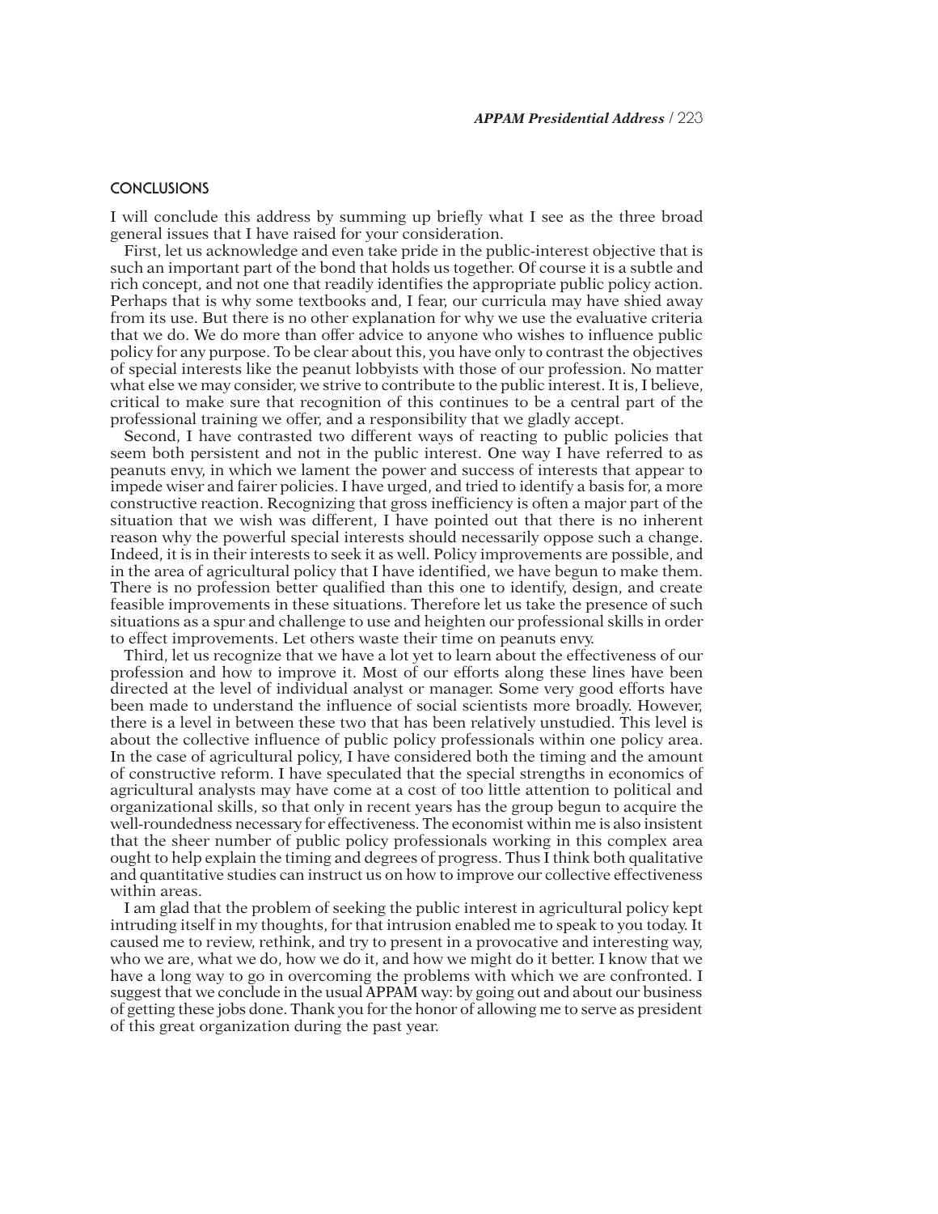## CONCLUSIONS

I will conclude this address by summing up briefly what I see as the three broad general issues that I have raised for your consideration.

First, let us acknowledge and even take pride in the public-interest objective that is such an important part of the bond that holds us together. Of course it is a subtle and rich concept, and not one that readily identifies the appropriate public policy action. Perhaps that is why some textbooks and, I fear, our curricula may have shied away from its use. But there is no other explanation for why we use the evaluative criteria that we do. We do more than offer advice to anyone who wishes to influence public policy for any purpose. To be clear about this, you have only to contrast the objectives of special interests like the peanut lobbyists with those of our profession. No matter what else we may consider, we strive to contribute to the public interest. It is, I believe, critical to make sure that recognition of this continues to be a central part of the professional training we offer, and a responsibility that we gladly accept.

Second, I have contrasted two different ways of reacting to public policies that seem both persistent and not in the public interest. One way I have referred to as peanuts envy, in which we lament the power and success of interests that appear to impede wiser and fairer policies. I have urged, and tried to identify a basis for, a more constructive reaction. Recognizing that gross inefficiency is often a major part of the situation that we wish was different, I have pointed out that there is no inherent reason why the powerful special interests should necessarily oppose such a change. Indeed, it is in their interests to seek it as well. Policy improvements are possible, and in the area of agricultural policy that I have identified, we have begun to make them. There is no profession better qualified than this one to identify, design, and create feasible improvements in these situations. Therefore let us take the presence of such situations as a spur and challenge to use and heighten our professional skills in order to effect improvements. Let others waste their time on peanuts envy.

Third, let us recognize that we have a lot yet to learn about the effectiveness of our profession and how to improve it. Most of our efforts along these lines have been directed at the level of individual analyst or manager. Some very good efforts have been made to understand the influence of social scientists more broadly. However, there is a level in between these two that has been relatively unstudied. This level is about the collective influence of public policy professionals within one policy area. In the case of agricultural policy, I have considered both the timing and the amount of constructive reform. I have speculated that the special strengths in economics of agricultural analysts may have come at a cost of too little attention to political and organizational skills, so that only in recent years has the group begun to acquire the well-roundedness necessary for effectiveness. The economist within me is also insistent that the sheer number of public policy professionals working in this complex area ought to help explain the timing and degrees of progress. Thus I think both qualitative and quantitative studies can instruct us on how to improve our collective effectiveness within areas.

I am glad that the problem of seeking the public interest in agricultural policy kept intruding itself in my thoughts, for that intrusion enabled me to speak to you today. It caused me to review, rethink, and try to present in a provocative and interesting way, who we are, what we do, how we do it, and how we might do it better. I know that we have a long way to go in overcoming the problems with which we are confronted. I suggest that we conclude in the usual APPAM way: by going out and about our business of getting these jobs done. Thank you for the honor of allowing me to serve as president of this great organization during the past year.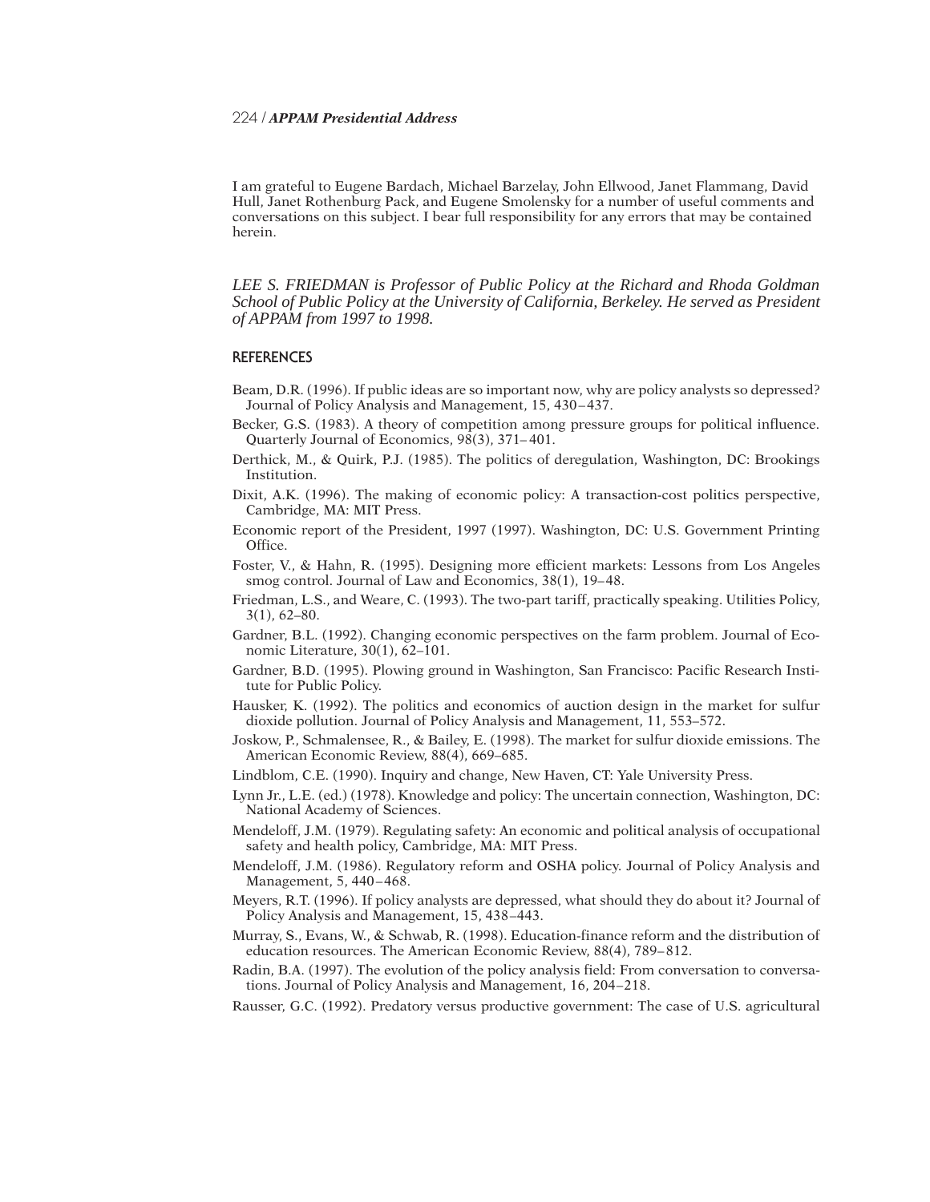I am grateful to Eugene Bardach, Michael Barzelay, John Ellwood, Janet Flammang, David Hull, Janet Rothenburg Pack, and Eugene Smolensky for a number of useful comments and conversations on this subject. I bear full responsibility for any errors that may be contained herein.

*LEE S. FRIEDMAN is Professor of Public Policy at the Richard and Rhoda Goldman School of Public Policy at the University of California, Berkeley. He served as President of APPAM from 1997 to 1998.*

## REFERENCES

Beam, D.R. (1996). If public ideas are so important now, why are policy analysts so depressed? Journal of Policy Analysis and Management, 15, 430–437.

Becker, G.S. (1983). A theory of competition among pressure groups for political influence. Quarterly Journal of Economics, 98(3), 371–401.

Derthick, M., & Quirk, P.J. (1985). The politics of deregulation, Washington, DC: Brookings Institution.

Dixit, A.K. (1996). The making of economic policy: A transaction-cost politics perspective, Cambridge, MA: MIT Press.

Economic report of the President, 1997 (1997). Washington, DC: U.S. Government Printing Office.

Foster, V., & Hahn, R. (1995). Designing more efficient markets: Lessons from Los Angeles smog control. Journal of Law and Economics, 38(1), 19–48.

Friedman, L.S., and Weare, C. (1993). The two-part tariff, practically speaking. Utilities Policy, 3(1), 62–80.

Gardner, B.L. (1992). Changing economic perspectives on the farm problem. Journal of Economic Literature, 30(1), 62–101.

Gardner, B.D. (1995). Plowing ground in Washington, San Francisco: Pacific Research Institute for Public Policy.

Hausker, K. (1992). The politics and economics of auction design in the market for sulfur dioxide pollution. Journal of Policy Analysis and Management, 11, 553–572.

Joskow, P., Schmalensee, R., & Bailey, E. (1998). The market for sulfur dioxide emissions. The American Economic Review, 88(4), 669–685.

Lindblom, C.E. (1990). Inquiry and change, New Haven, CT: Yale University Press.

Lynn Jr., L.E. (ed.) (1978). Knowledge and policy: The uncertain connection, Washington, DC: National Academy of Sciences.

Mendeloff, J.M. (1979). Regulating safety: An economic and political analysis of occupational safety and health policy, Cambridge, MA: MIT Press.

Mendeloff, J.M. (1986). Regulatory reform and OSHA policy. Journal of Policy Analysis and Management, 5, 440–468.

Meyers, R.T. (1996). If policy analysts are depressed, what should they do about it? Journal of Policy Analysis and Management, 15, 438–443.

Murray, S., Evans, W., & Schwab, R. (1998). Education-finance reform and the distribution of education resources. The American Economic Review, 88(4), 789–812.

Radin, B.A. (1997). The evolution of the policy analysis field: From conversation to conversations. Journal of Policy Analysis and Management, 16, 204–218.

Rausser, G.C. (1992). Predatory versus productive government: The case of U.S. agricultural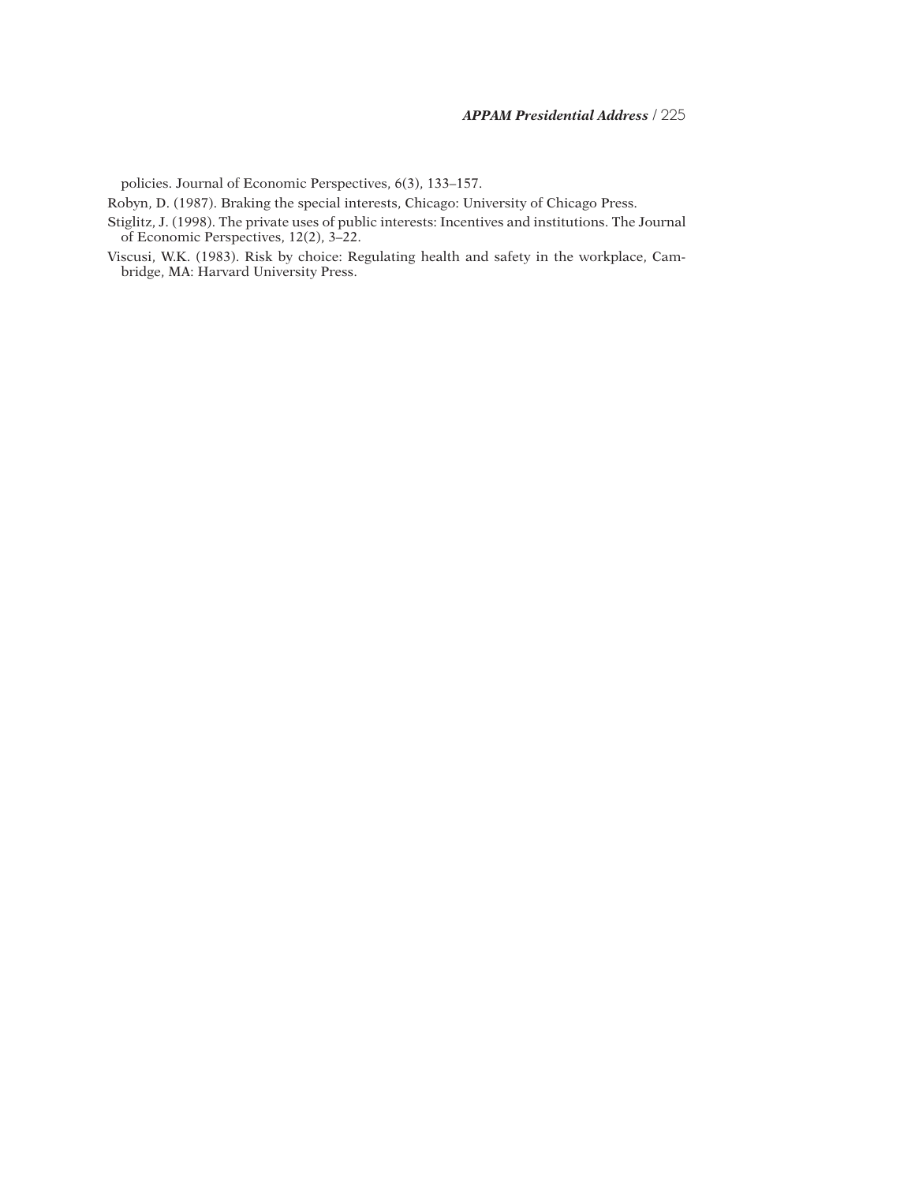policies. Journal of Economic Perspectives, 6(3), 133–157.

Robyn, D. (1987). Braking the special interests, Chicago: University of Chicago Press.

Stiglitz, J. (1998). The private uses of public interests: Incentives and institutions. The Journal of Economic Perspectives, 12(2), 3–22.

Viscusi, W.K. (1983). Risk by choice: Regulating health and safety in the workplace, Cambridge, MA: Harvard University Press.